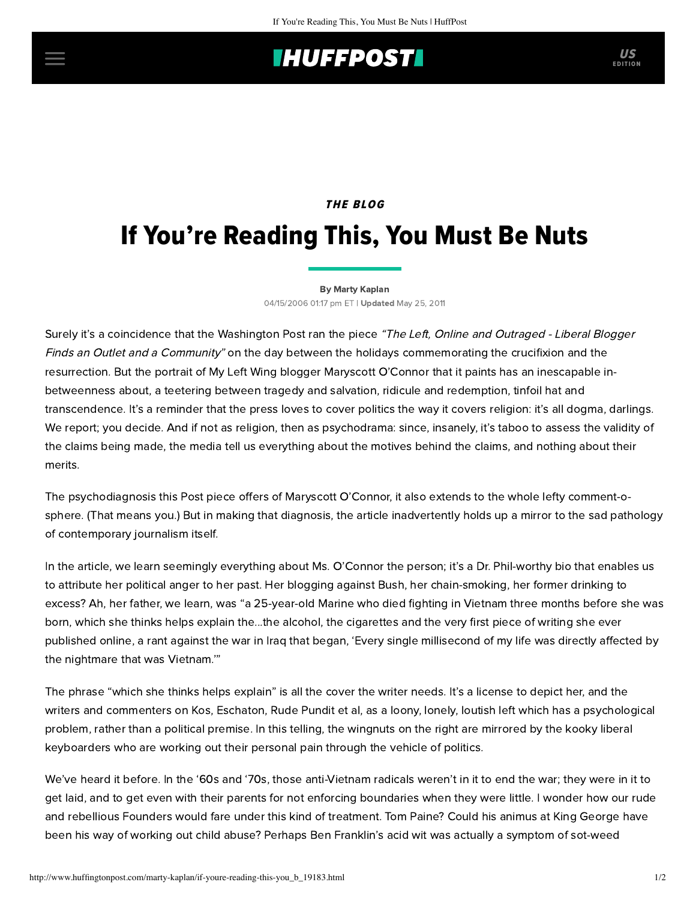*THE BLOG*

# If You're Reading This, You Must Be Nuts

By Marty Kaplan

04/15/2006 01:17 pm ET | **Updated** May 25, 2011

Surely it's a coincidence that the Washington Post ran the piece *"The Left, Online and Outraged - Liberal Blogger Finds an Outlet and a Community"* on the day between the holidays commemorating the crucifixion and the resurrection. But the portrait of My Left Wing blogger Maryscott O'Connor that it paints has an inescapable in-betweenness about, a teetering between tragedy and salvation, ridicule and redemption, tinfoil hat and transcendence. It's a reminder that the press loves to cover politics the way it covers religion: it's all dogma, darlings. We report; you decide. And if not as religion, then as psychodrama: since, insanely, it's taboo to assess the validity of the claims being made, the media tell us everything about the motives behind the claims, and nothing about their merits.

The psychodiagnosis this Post piece offers of Maryscott O'Connor, it also extends to the whole lefty comment-o-sphere. (That means you.) But in making that diagnosis, the article inadvertently holds up a mirror to the sad pathology of contemporary journalism itself.

In the article, we learn seemingly everything about Ms. O'Connor the person; it's a Dr. Phil-worthy bio that enables us to attribute her political anger to her past. Her blogging against Bush, her chain-smoking, her former drinking to excess? Ah, her father, we learn, was "a 25-year-old Marine who died fighting in Vietnam three months before she was born, which she thinks helps explain the...the alcohol, the cigarettes and the very first piece of writing she ever published online, a rant against the war in Iraq that began, 'Every single millisecond of my life was directly affected by the nightmare that was Vietnam.'"

The phrase "which she thinks helps explain" is all the cover the writer needs. It's a license to depict her, and the writers and commenters on Kos, Eschaton, Rude Pundit et al, as a loony, lonely, loutish left which has a psychological problem, rather than a political premise. In this telling, the wingnuts on the right are mirrored by the kooky liberal keyboarders who are working out their personal pain through the vehicle of politics.

We've heard it before. In the '60s and '70s, those anti-Vietnam radicals weren't in it to end the war; they were in it to get laid, and to get even with their parents for not enforcing boundaries when they were little. I wonder how our rude and rebellious Founders would fare under this kind of treatment. Tom Paine? Could his animus at King George have been his way of working out child abuse? Perhaps Ben Franklin's acid wit was actually a symptom of sot-weed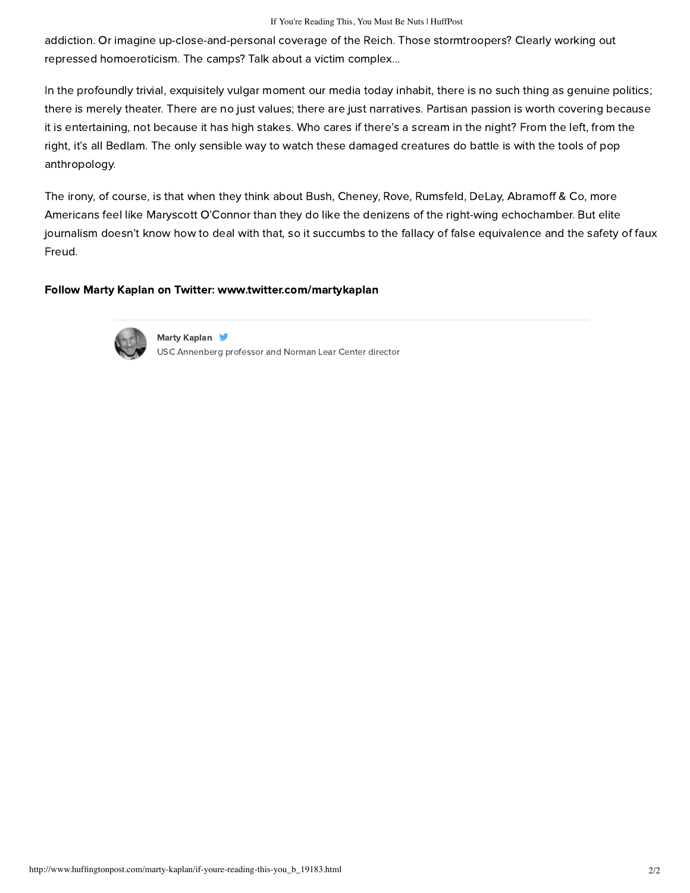addiction. Or imagine up-close-and-personal coverage of the Reich. Those stormtroopers? Clearly working out repressed homoeroticism. The camps? Talk about a victim complex...

In the profoundly trivial, exquisitely vulgar moment our media today inhabit, there is no such thing as genuine politics; there is merely theater. There are no just values; there are just narratives. Partisan passion is worth covering because it is entertaining, not because it has high stakes. Who cares if there's a scream in the night? From the left, from the right, it's all Bedlam. The only sensible way to watch these damaged creatures do battle is with the tools of pop anthropology.

The irony, of course, is that when they think about Bush, Cheney, Rove, Rumsfeld, DeLay, Abramoff & Co, more Americans feel like Maryscott O'Connor than they do like the denizens of the right-wing echochamber. But elite journalism doesn't know how to deal with that, so it succumbs to the fallacy of false equivalence and the safety of faux Freud.

**Follow Marty Kaplan on Twitter: www.twitter.com/martykaplan**

**Marty Kaplan**
USC Annenberg professor and Norman Lear Center director